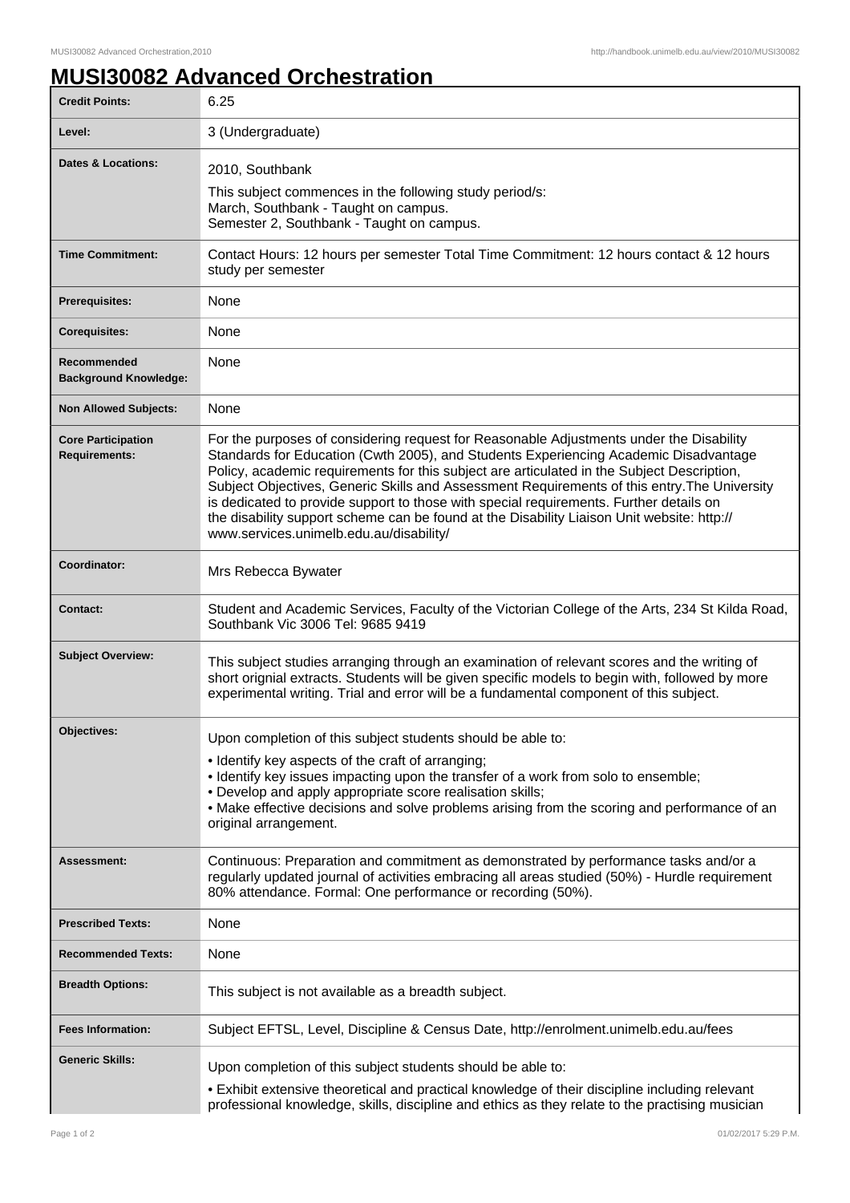# MUSI30082 Advanced Orchestration

| | |
|---|---|
| **Credit Points:** | 6.25 |
| **Level:** | 3 (Undergraduate) |
| **Dates & Locations:** | 2010, Southbank<br>This subject commences in the following study period/s:<br>March, Southbank - Taught on campus.<br>Semester 2, Southbank - Taught on campus. |
| **Time Commitment:** | Contact Hours: 12 hours per semester Total Time Commitment: 12 hours contact & 12 hours study per semester |
| **Prerequisites:** | None |
| **Corequisites:** | None |
| **Recommended Background Knowledge:** | None |
| **Non Allowed Subjects:** | None |
| **Core Participation Requirements:** | For the purposes of considering request for Reasonable Adjustments under the Disability Standards for Education (Cwth 2005), and Students Experiencing Academic Disadvantage Policy, academic requirements for this subject are articulated in the Subject Description, Subject Objectives, Generic Skills and Assessment Requirements of this entry.The University is dedicated to provide support to those with special requirements. Further details on the disability support scheme can be found at the Disability Liaison Unit website: http://www.services.unimelb.edu.au/disability/ |
| **Coordinator:** | Mrs Rebecca Bywater |
| **Contact:** | Student and Academic Services, Faculty of the Victorian College of the Arts, 234 St Kilda Road, Southbank Vic 3006 Tel: 9685 9419 |
| **Subject Overview:** | This subject studies arranging through an examination of relevant scores and the writing of short orignial extracts. Students will be given specific models to begin with, followed by more experimental writing. Trial and error will be a fundamental component of this subject. |
| **Objectives:** | Upon completion of this subject students should be able to:<br>• Identify key aspects of the craft of arranging;<br>• Identify key issues impacting upon the transfer of a work from solo to ensemble;<br>• Develop and apply appropriate score realisation skills;<br>• Make effective decisions and solve problems arising from the scoring and performance of an original arrangement. |
| **Assessment:** | Continuous: Preparation and commitment as demonstrated by performance tasks and/or a regularly updated journal of activities embracing all areas studied (50%) - Hurdle requirement 80% attendance. Formal: One performance or recording (50%). |
| **Prescribed Texts:** | None |
| **Recommended Texts:** | None |
| **Breadth Options:** | This subject is not available as a breadth subject. |
| **Fees Information:** | Subject EFTSL, Level, Discipline & Census Date, http://enrolment.unimelb.edu.au/fees |
| **Generic Skills:** | Upon completion of this subject students should be able to:<br>• Exhibit extensive theoretical and practical knowledge of their discipline including relevant professional knowledge, skills, discipline and ethics as they relate to the practising musician |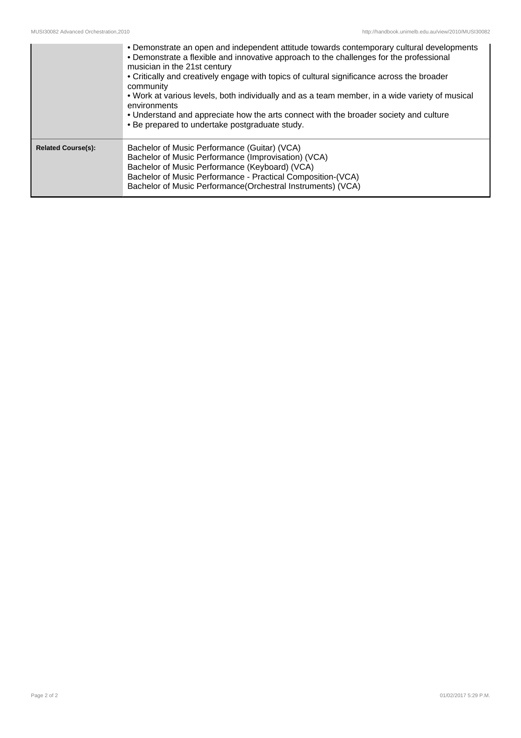| | |
|---|---|
| | • Demonstrate an open and independent attitude towards contemporary cultural developments<br>• Demonstrate a flexible and innovative approach to the challenges for the professional musician in the 21st century<br>• Critically and creatively engage with topics of cultural significance across the broader community<br>• Work at various levels, both individually and as a team member, in a wide variety of musical environments<br>• Understand and appreciate how the arts connect with the broader society and culture<br>• Be prepared to undertake postgraduate study. |
| **Related Course(s):** | Bachelor of Music Performance (Guitar) (VCA)<br>Bachelor of Music Performance (Improvisation) (VCA)<br>Bachelor of Music Performance (Keyboard) (VCA)<br>Bachelor of Music Performance - Practical Composition-(VCA)<br>Bachelor of Music Performance(Orchestral Instruments) (VCA) |